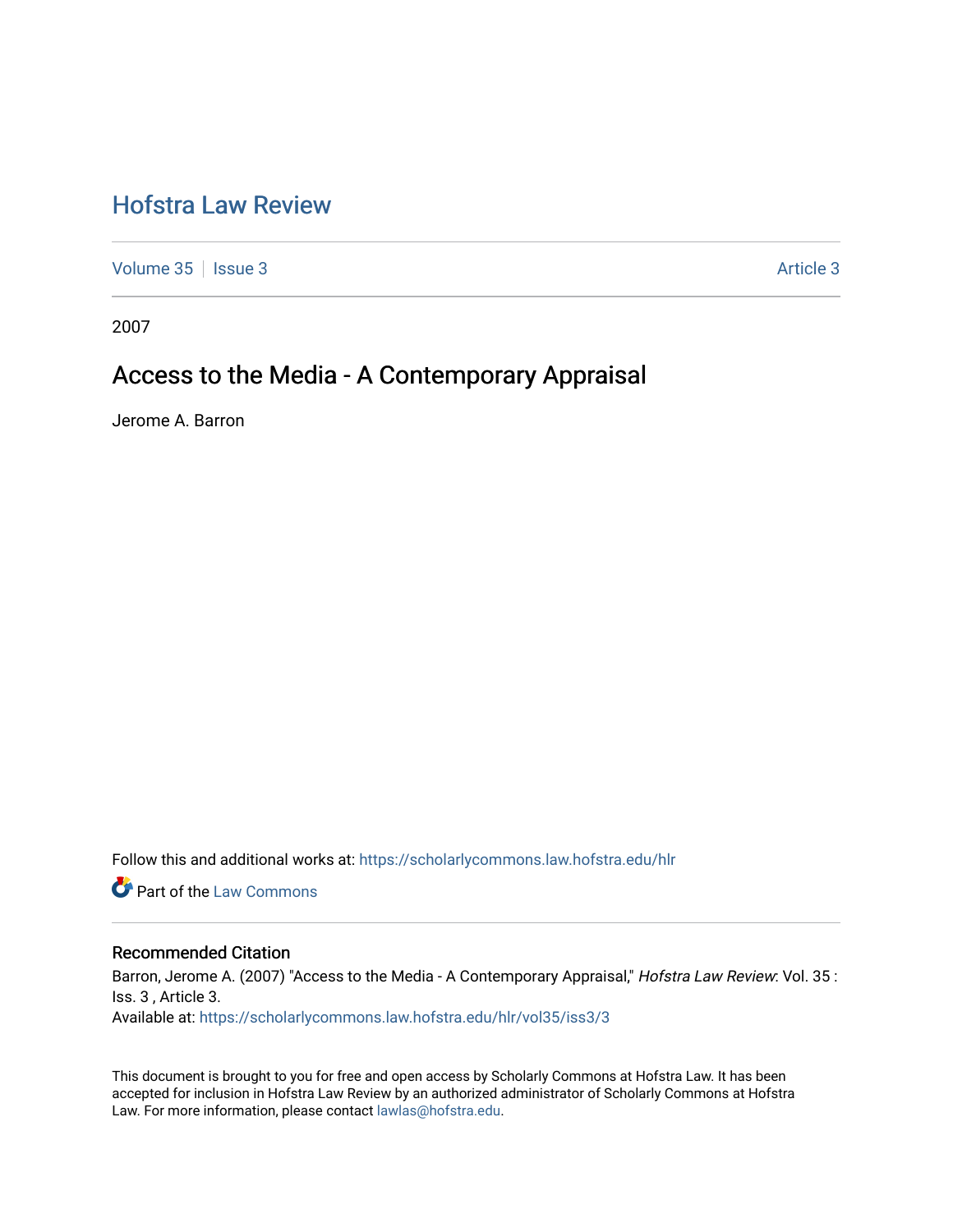# Hofstra Law Review

Volume 35 | Issue 3 Article 3

2007

## Access to the Media - A Contemporary Appraisal

Jerome A. Barron

Follow this and additional works at: https://scholarlycommons.law.hofstra.edu/hlr

Part of the Law Commons

### Recommended Citation

Barron, Jerome A. (2007) "Access to the Media - A Contemporary Appraisal," *Hofstra Law Review*: Vol. 35 : Iss. 3 , Article 3.

Available at: https://scholarlycommons.law.hofstra.edu/hlr/vol35/iss3/3

This document is brought to you for free and open access by Scholarly Commons at Hofstra Law. It has been accepted for inclusion in Hofstra Law Review by an authorized administrator of Scholarly Commons at Hofstra Law. For more information, please contact lawlas@hofstra.edu.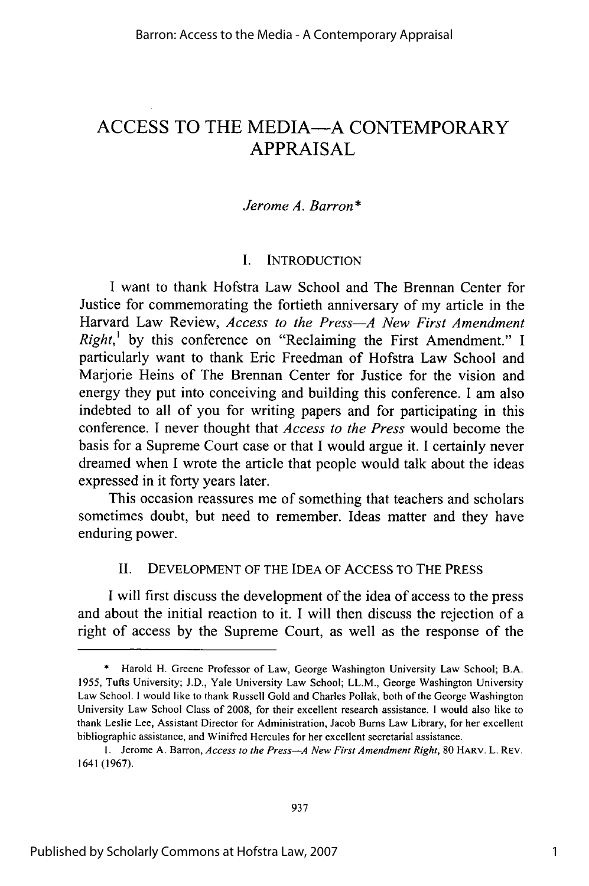# ACCESS TO THE MEDIA—A CONTEMPORARY APPRAISAL

*Jerome A. Barron\**

## I. INTRODUCTION

I want to thank Hofstra Law School and The Brennan Center for Justice for commemorating the fortieth anniversary of my article in the Harvard Law Review, *Access to the Press—A New First Amendment Right*,[1] by this conference on "Reclaiming the First Amendment." I particularly want to thank Eric Freedman of Hofstra Law School and Marjorie Heins of The Brennan Center for Justice for the vision and energy they put into conceiving and building this conference. I am also indebted to all of you for writing papers and for participating in this conference. I never thought that *Access to the Press* would become the basis for a Supreme Court case or that I would argue it. I certainly never dreamed when I wrote the article that people would talk about the ideas expressed in it forty years later.

This occasion reassures me of something that teachers and scholars sometimes doubt, but need to remember. Ideas matter and they have enduring power.

## II. DEVELOPMENT OF THE IDEA OF ACCESS TO THE PRESS

I will first discuss the development of the idea of access to the press and about the initial reaction to it. I will then discuss the rejection of a right of access by the Supreme Court, as well as the response of the

---

\* Harold H. Greene Professor of Law, George Washington University Law School; B.A. 1955, Tufts University; J.D., Yale University Law School; LL.M., George Washington University Law School. I would like to thank Russell Gold and Charles Pollak, both of the George Washington University Law School Class of 2008, for their excellent research assistance. I would also like to thank Leslie Lee, Assistant Director for Administration, Jacob Burns Law Library, for her excellent bibliographic assistance, and Winifred Hercules for her excellent secretarial assistance.

1. Jerome A. Barron, *Access to the Press—A New First Amendment Right*, 80 HARV. L. REV. 1641 (1967).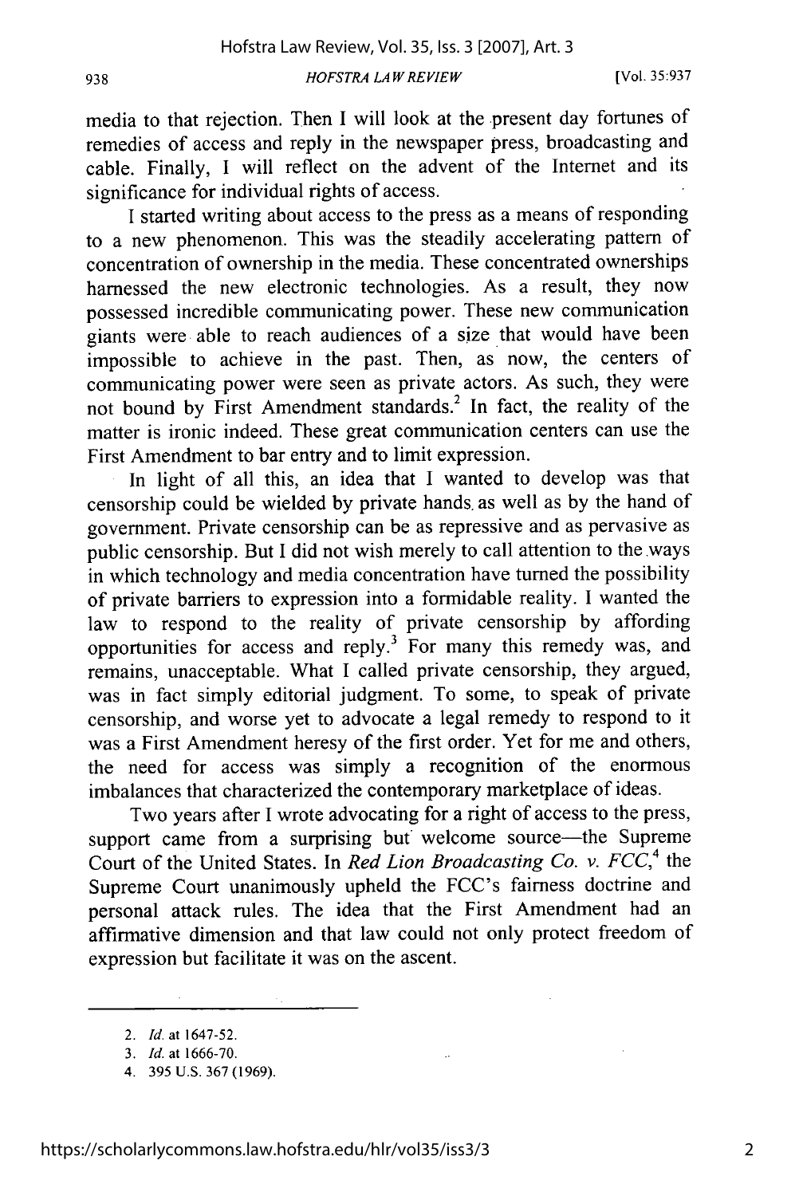media to that rejection. Then I will look at the present day fortunes of remedies of access and reply in the newspaper press, broadcasting and cable. Finally, I will reflect on the advent of the Internet and its significance for individual rights of access.

I started writing about access to the press as a means of responding to a new phenomenon. This was the steadily accelerating pattern of concentration of ownership in the media. These concentrated ownerships harnessed the new electronic technologies. As a result, they now possessed incredible communicating power. These new communication giants were able to reach audiences of a size that would have been impossible to achieve in the past. Then, as now, the centers of communicating power were seen as private actors. As such, they were not bound by First Amendment standards.[2] In fact, the reality of the matter is ironic indeed. These great communication centers can use the First Amendment to bar entry and to limit expression.

In light of all this, an idea that I wanted to develop was that censorship could be wielded by private hands as well as by the hand of government. Private censorship can be as repressive and as pervasive as public censorship. But I did not wish merely to call attention to the ways in which technology and media concentration have turned the possibility of private barriers to expression into a formidable reality. I wanted the law to respond to the reality of private censorship by affording opportunities for access and reply.[3] For many this remedy was, and remains, unacceptable. What I called private censorship, they argued, was in fact simply editorial judgment. To some, to speak of private censorship, and worse yet to advocate a legal remedy to respond to it was a First Amendment heresy of the first order. Yet for me and others, the need for access was simply a recognition of the enormous imbalances that characterized the contemporary marketplace of ideas.

Two years after I wrote advocating for a right of access to the press, support came from a surprising but welcome source—the Supreme Court of the United States. In *Red Lion Broadcasting Co. v. FCC*,[4] the Supreme Court unanimously upheld the FCC's fairness doctrine and personal attack rules. The idea that the First Amendment had an affirmative dimension and that law could not only protect freedom of expression but facilitate it was on the ascent.

---

2. *Id.* at 1647-52.
3. *Id.* at 1666-70.
4. 395 U.S. 367 (1969).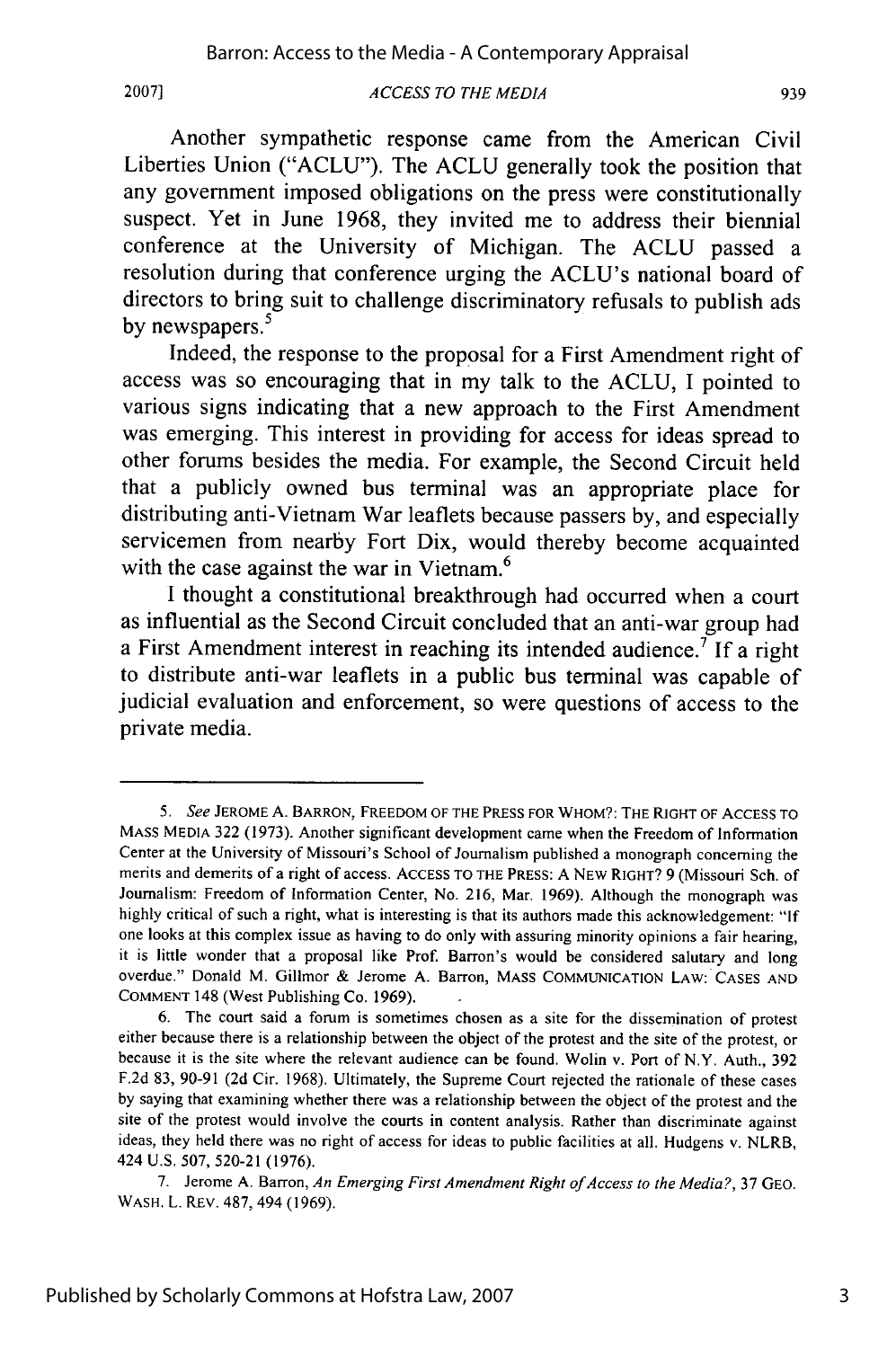Another sympathetic response came from the American Civil Liberties Union ("ACLU"). The ACLU generally took the position that any government imposed obligations on the press were constitutionally suspect. Yet in June 1968, they invited me to address their biennial conference at the University of Michigan. The ACLU passed a resolution during that conference urging the ACLU's national board of directors to bring suit to challenge discriminatory refusals to publish ads by newspapers.[5]

Indeed, the response to the proposal for a First Amendment right of access was so encouraging that in my talk to the ACLU, I pointed to various signs indicating that a new approach to the First Amendment was emerging. This interest in providing for access for ideas spread to other forums besides the media. For example, the Second Circuit held that a publicly owned bus terminal was an appropriate place for distributing anti-Vietnam War leaflets because passers by, and especially servicemen from nearby Fort Dix, would thereby become acquainted with the case against the war in Vietnam.[6]

I thought a constitutional breakthrough had occurred when a court as influential as the Second Circuit concluded that an anti-war group had a First Amendment interest in reaching its intended audience.[7] If a right to distribute anti-war leaflets in a public bus terminal was capable of judicial evaluation and enforcement, so were questions of access to the private media.

---

5. *See* JEROME A. BARRON, FREEDOM OF THE PRESS FOR WHOM?: THE RIGHT OF ACCESS TO MASS MEDIA 322 (1973). Another significant development came when the Freedom of Information Center at the University of Missouri's School of Journalism published a monograph concerning the merits and demerits of a right of access. ACCESS TO THE PRESS: A NEW RIGHT? 9 (Missouri Sch. of Journalism: Freedom of Information Center, No. 216, Mar. 1969). Although the monograph was highly critical of such a right, what is interesting is that its authors made this acknowledgement: "If one looks at this complex issue as having to do only with assuring minority opinions a fair hearing, it is little wonder that a proposal like Prof. Barron's would be considered salutary and long overdue." Donald M. Gillmor & Jerome A. Barron, MASS COMMUNICATION LAW: CASES AND COMMENT 148 (West Publishing Co. 1969).

6. The court said a forum is sometimes chosen as a site for the dissemination of protest either because there is a relationship between the object of the protest and the site of the protest, or because it is the site where the relevant audience can be found. Wolin v. Port of N.Y. Auth., 392 F.2d 83, 90-91 (2d Cir. 1968). Ultimately, the Supreme Court rejected the rationale of these cases by saying that examining whether there was a relationship between the object of the protest and the site of the protest would involve the courts in content analysis. Rather than discriminate against ideas, they held there was no right of access for ideas to public facilities at all. Hudgens v. NLRB, 424 U.S. 507, 520-21 (1976).

7. Jerome A. Barron, *An Emerging First Amendment Right of Access to the Media?*, 37 GEO. WASH. L. REV. 487, 494 (1969).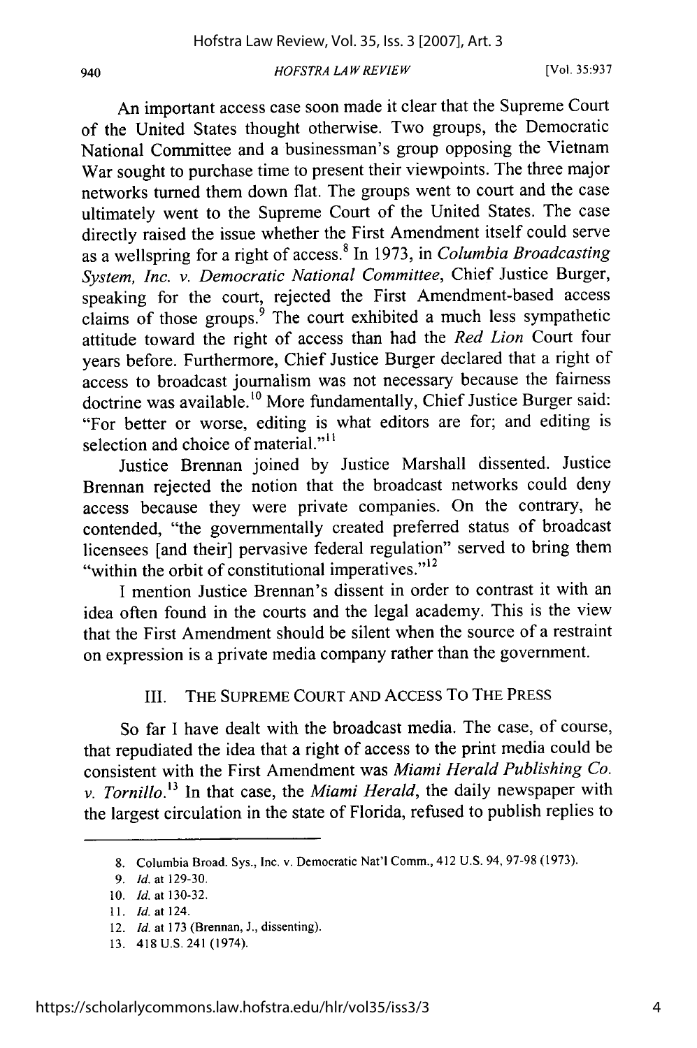An important access case soon made it clear that the Supreme Court of the United States thought otherwise. Two groups, the Democratic National Committee and a businessman's group opposing the Vietnam War sought to purchase time to present their viewpoints. The three major networks turned them down flat. The groups went to court and the case ultimately went to the Supreme Court of the United States. The case directly raised the issue whether the First Amendment itself could serve as a wellspring for a right of access.[8] In 1973, in *Columbia Broadcasting System, Inc. v. Democratic National Committee*, Chief Justice Burger, speaking for the court, rejected the First Amendment-based access claims of those groups.[9] The court exhibited a much less sympathetic attitude toward the right of access than had the *Red Lion* Court four years before. Furthermore, Chief Justice Burger declared that a right of access to broadcast journalism was not necessary because the fairness doctrine was available.[10] More fundamentally, Chief Justice Burger said: "For better or worse, editing is what editors are for; and editing is selection and choice of material."[11]

Justice Brennan joined by Justice Marshall dissented. Justice Brennan rejected the notion that the broadcast networks could deny access because they were private companies. On the contrary, he contended, "the governmentally created preferred status of broadcast licensees [and their] pervasive federal regulation" served to bring them "within the orbit of constitutional imperatives."[12]

I mention Justice Brennan's dissent in order to contrast it with an idea often found in the courts and the legal academy. This is the view that the First Amendment should be silent when the source of a restraint on expression is a private media company rather than the government.

## III. THE SUPREME COURT AND ACCESS TO THE PRESS

So far I have dealt with the broadcast media. The case, of course, that repudiated the idea that a right of access to the print media could be consistent with the First Amendment was *Miami Herald Publishing Co. v. Tornillo*.[13] In that case, the *Miami Herald*, the daily newspaper with the largest circulation in the state of Florida, refused to publish replies to

---

8. Columbia Broad. Sys., Inc. v. Democratic Nat'l Comm., 412 U.S. 94, 97-98 (1973).

9. *Id.* at 129-30.

10. *Id.* at 130-32.

11. *Id.* at 124.

12. *Id.* at 173 (Brennan, J., dissenting).

13. 418 U.S. 241 (1974).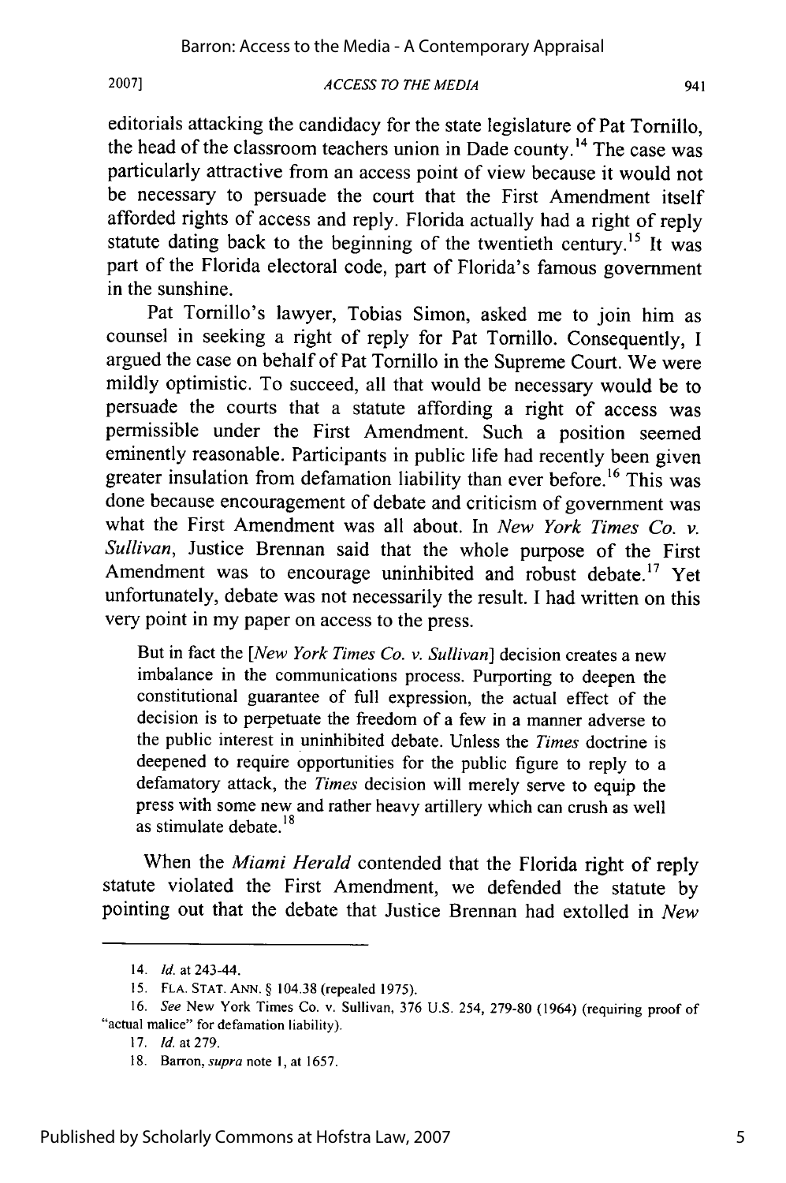editorials attacking the candidacy for the state legislature of Pat Tornillo, the head of the classroom teachers union in Dade county.[14] The case was particularly attractive from an access point of view because it would not be necessary to persuade the court that the First Amendment itself afforded rights of access and reply. Florida actually had a right of reply statute dating back to the beginning of the twentieth century.[15] It was part of the Florida electoral code, part of Florida's famous government in the sunshine.

Pat Tornillo's lawyer, Tobias Simon, asked me to join him as counsel in seeking a right of reply for Pat Tornillo. Consequently, I argued the case on behalf of Pat Tornillo in the Supreme Court. We were mildly optimistic. To succeed, all that would be necessary would be to persuade the courts that a statute affording a right of access was permissible under the First Amendment. Such a position seemed eminently reasonable. Participants in public life had recently been given greater insulation from defamation liability than ever before.[16] This was done because encouragement of debate and criticism of government was what the First Amendment was all about. In *New York Times Co. v. Sullivan*, Justice Brennan said that the whole purpose of the First Amendment was to encourage uninhibited and robust debate.[17] Yet unfortunately, debate was not necessarily the result. I had written on this very point in my paper on access to the press.

> But in fact the [*New York Times Co. v. Sullivan*] decision creates a new imbalance in the communications process. Purporting to deepen the constitutional guarantee of full expression, the actual effect of the decision is to perpetuate the freedom of a few in a manner adverse to the public interest in uninhibited debate. Unless the *Times* doctrine is deepened to require opportunities for the public figure to reply to a defamatory attack, the *Times* decision will merely serve to equip the press with some new and rather heavy artillery which can crush as well as stimulate debate.[18]

When the *Miami Herald* contended that the Florida right of reply statute violated the First Amendment, we defended the statute by pointing out that the debate that Justice Brennan had extolled in *New*

---

14. *Id.* at 243-44.

15. FLA. STAT. ANN. § 104.38 (repealed 1975).

16. *See* New York Times Co. v. Sullivan, 376 U.S. 254, 279-80 (1964) (requiring proof of "actual malice" for defamation liability).

17. *Id.* at 279.

18. Barron, *supra* note 1, at 1657.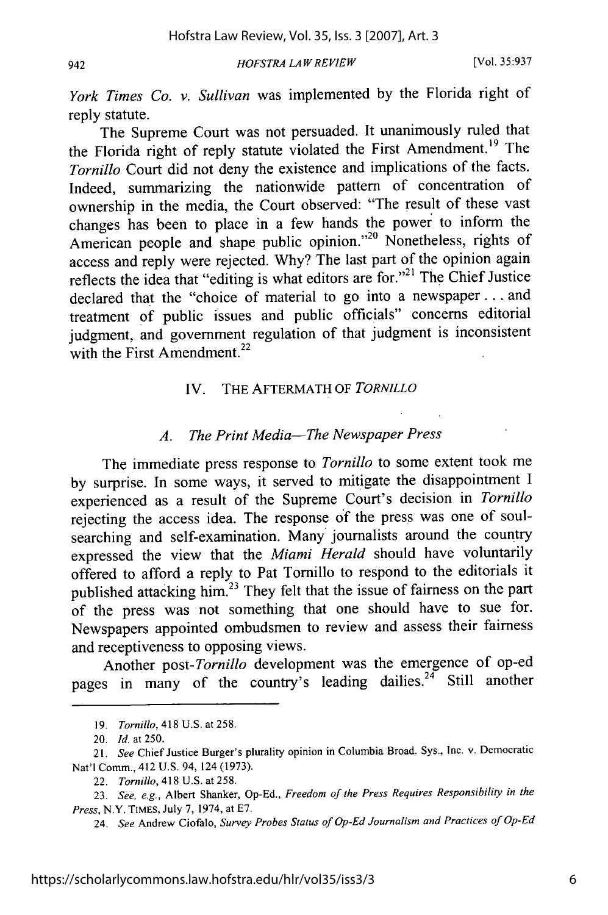*York Times Co. v. Sullivan* was implemented by the Florida right of reply statute.

The Supreme Court was not persuaded. It unanimously ruled that the Florida right of reply statute violated the First Amendment.[19] The *Tornillo* Court did not deny the existence and implications of the facts. Indeed, summarizing the nationwide pattern of concentration of ownership in the media, the Court observed: "The result of these vast changes has been to place in a few hands the power to inform the American people and shape public opinion."[20] Nonetheless, rights of access and reply were rejected. Why? The last part of the opinion again reflects the idea that "editing is what editors are for."[21] The Chief Justice declared that the "choice of material to go into a newspaper . . . and treatment of public issues and public officials" concerns editorial judgment, and government regulation of that judgment is inconsistent with the First Amendment.[22]

## IV. THE AFTERMATH OF *TORNILLO*

### *A. The Print Media—The Newspaper Press*

The immediate press response to *Tornillo* to some extent took me by surprise. In some ways, it served to mitigate the disappointment I experienced as a result of the Supreme Court's decision in *Tornillo* rejecting the access idea. The response of the press was one of soul-searching and self-examination. Many journalists around the country expressed the view that the *Miami Herald* should have voluntarily offered to afford a reply to Pat Tornillo to respond to the editorials it published attacking him.[23] They felt that the issue of fairness on the part of the press was not something that one should have to sue for. Newspapers appointed ombudsmen to review and assess their fairness and receptiveness to opposing views.

Another post-*Tornillo* development was the emergence of op-ed pages in many of the country's leading dailies.[24] Still another

---

19. *Tornillo*, 418 U.S. at 258.

20. *Id.* at 250.

21. *See* Chief Justice Burger's plurality opinion in Columbia Broad. Sys., Inc. v. Democratic Nat'l Comm., 412 U.S. 94, 124 (1973).

22. *Tornillo*, 418 U.S. at 258.

23. *See, e.g.*, Albert Shanker, Op-Ed., *Freedom of the Press Requires Responsibility in the Press*, N.Y. TIMES, July 7, 1974, at E7.

24. *See* Andrew Ciofalo, *Survey Probes Status of Op-Ed Journalism and Practices of Op-Ed*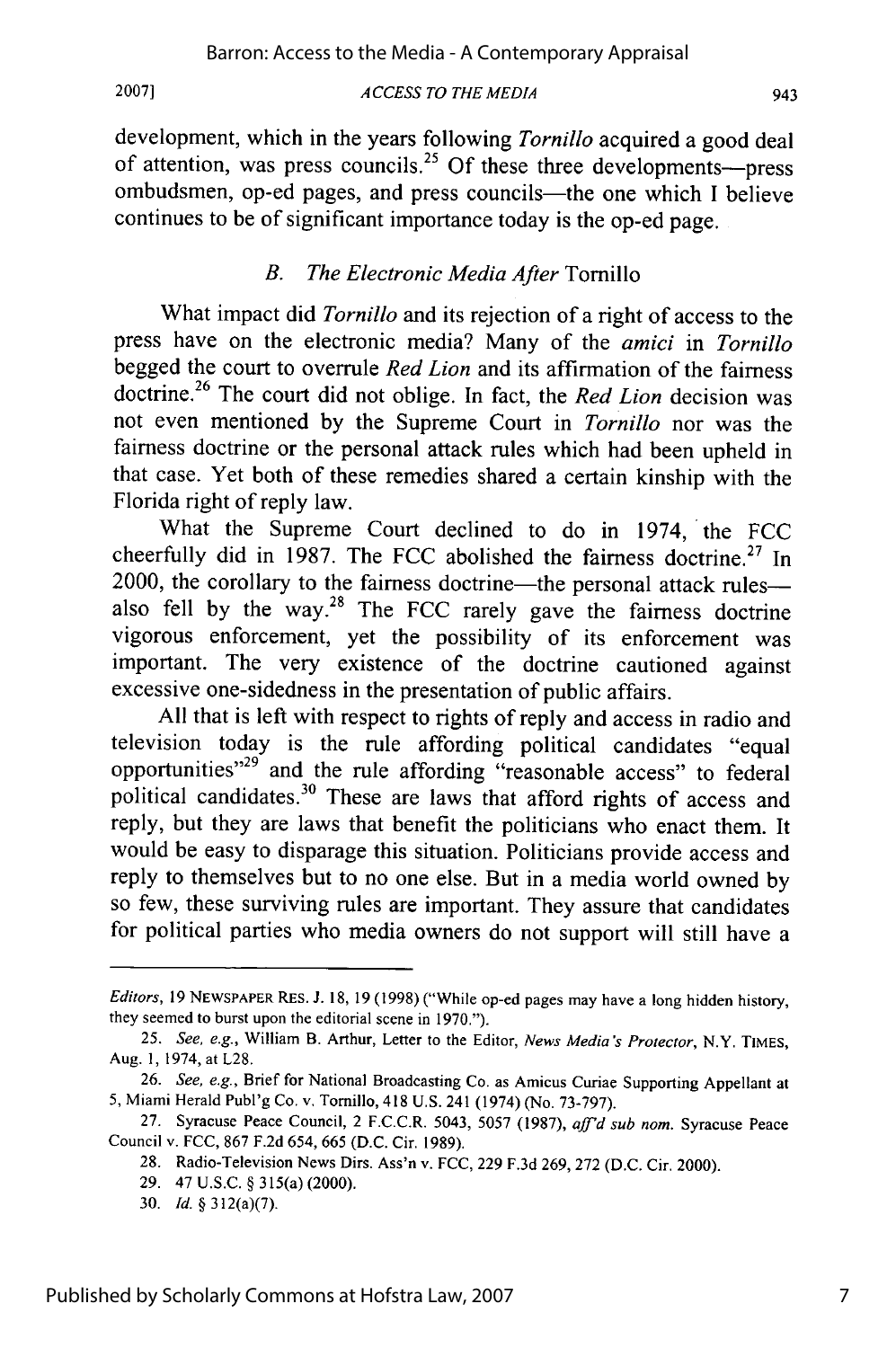development, which in the years following *Tornillo* acquired a good deal of attention, was press councils.[25] Of these three developments—press ombudsmen, op-ed pages, and press councils—the one which I believe continues to be of significant importance today is the op-ed page.

### *B. The Electronic Media After* Tornillo

What impact did *Tornillo* and its rejection of a right of access to the press have on the electronic media? Many of the *amici* in *Tornillo* begged the court to overrule *Red Lion* and its affirmation of the fairness doctrine.[26] The court did not oblige. In fact, the *Red Lion* decision was not even mentioned by the Supreme Court in *Tornillo* nor was the fairness doctrine or the personal attack rules which had been upheld in that case. Yet both of these remedies shared a certain kinship with the Florida right of reply law.

What the Supreme Court declined to do in 1974, the FCC cheerfully did in 1987. The FCC abolished the fairness doctrine.[27] In 2000, the corollary to the fairness doctrine—the personal attack rules—also fell by the way.[28] The FCC rarely gave the fairness doctrine vigorous enforcement, yet the possibility of its enforcement was important. The very existence of the doctrine cautioned against excessive one-sidedness in the presentation of public affairs.

All that is left with respect to rights of reply and access in radio and television today is the rule affording political candidates "equal opportunities"[29] and the rule affording "reasonable access" to federal political candidates.[30] These are laws that afford rights of access and reply, but they are laws that benefit the politicians who enact them. It would be easy to disparage this situation. Politicians provide access and reply to themselves but to no one else. But in a media world owned by so few, these surviving rules are important. They assure that candidates for political parties who media owners do not support will still have a

---

*Editors*, 19 NEWSPAPER RES. J. 18, 19 (1998) ("While op-ed pages may have a long hidden history, they seemed to burst upon the editorial scene in 1970.").

25. *See, e.g.*, William B. Arthur, Letter to the Editor, *News Media's Protector*, N.Y. TIMES, Aug. 1, 1974, at L28.

26. *See, e.g.*, Brief for National Broadcasting Co. as Amicus Curiae Supporting Appellant at 5, Miami Herald Publ'g Co. v. Tornillo, 418 U.S. 241 (1974) (No. 73-797).

27. Syracuse Peace Council, 2 F.C.C.R. 5043, 5057 (1987), *aff'd sub nom.* Syracuse Peace Council v. FCC, 867 F.2d 654, 665 (D.C. Cir. 1989).

28. Radio-Television News Dirs. Ass'n v. FCC, 229 F.3d 269, 272 (D.C. Cir. 2000).

29. 47 U.S.C. § 315(a) (2000).

30. *Id.* § 312(a)(7).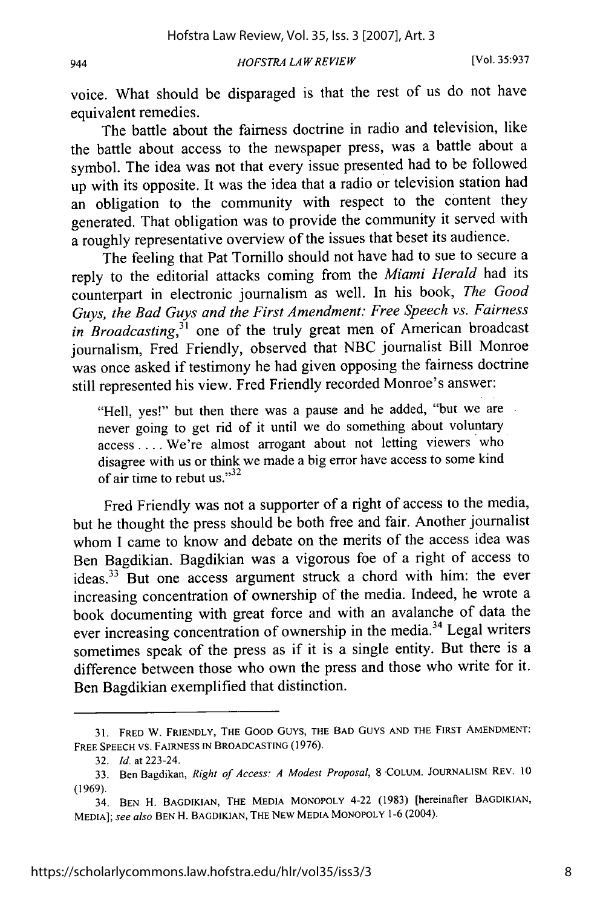voice. What should be disparaged is that the rest of us do not have equivalent remedies.

The battle about the fairness doctrine in radio and television, like the battle about access to the newspaper press, was a battle about a symbol. The idea was not that every issue presented had to be followed up with its opposite. It was the idea that a radio or television station had an obligation to the community with respect to the content they generated. That obligation was to provide the community it served with a roughly representative overview of the issues that beset its audience.

The feeling that Pat Tornillo should not have had to sue to secure a reply to the editorial attacks coming from the *Miami Herald* had its counterpart in electronic journalism as well. In his book, *The Good Guys, the Bad Guys and the First Amendment: Free Speech vs. Fairness in Broadcasting*,[31] one of the truly great men of American broadcast journalism, Fred Friendly, observed that NBC journalist Bill Monroe was once asked if testimony he had given opposing the fairness doctrine still represented his view. Fred Friendly recorded Monroe's answer:

> "Hell, yes!" but then there was a pause and he added, "but we are never going to get rid of it until we do something about voluntary access . . . . We're almost arrogant about not letting viewers who disagree with us or think we made a big error have access to some kind of air time to rebut us."[32]

Fred Friendly was not a supporter of a right of access to the media, but he thought the press should be both free and fair. Another journalist whom I came to know and debate on the merits of the access idea was Ben Bagdikian. Bagdikian was a vigorous foe of a right of access to ideas.[33] But one access argument struck a chord with him: the ever increasing concentration of ownership of the media. Indeed, he wrote a book documenting with great force and with an avalanche of data the ever increasing concentration of ownership in the media.[34] Legal writers sometimes speak of the press as if it is a single entity. But there is a difference between those who own the press and those who write for it. Ben Bagdikian exemplified that distinction.

---

31. FRED W. FRIENDLY, THE GOOD GUYS, THE BAD GUYS AND THE FIRST AMENDMENT: FREE SPEECH VS. FAIRNESS IN BROADCASTING (1976).

32. *Id.* at 223-24.

33. Ben Bagdikan, *Right of Access: A Modest Proposal*, 8 COLUM. JOURNALISM REV. 10 (1969).

34. BEN H. BAGDIKIAN, THE MEDIA MONOPOLY 4-22 (1983) [hereinafter BAGDIKIAN, MEDIA]; *see also* BEN H. BAGDIKIAN, THE NEW MEDIA MONOPOLY 1-6 (2004).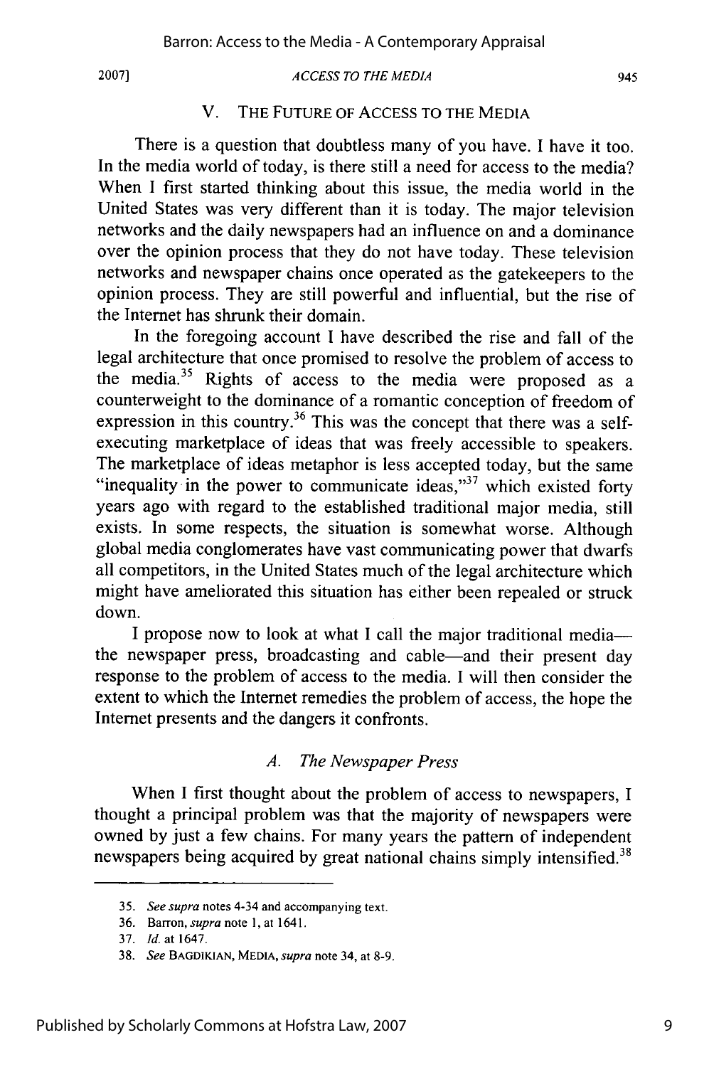## V. THE FUTURE OF ACCESS TO THE MEDIA

There is a question that doubtless many of you have. I have it too. In the media world of today, is there still a need for access to the media? When I first started thinking about this issue, the media world in the United States was very different than it is today. The major television networks and the daily newspapers had an influence on and a dominance over the opinion process that they do not have today. These television networks and newspaper chains once operated as the gatekeepers to the opinion process. They are still powerful and influential, but the rise of the Internet has shrunk their domain.

In the foregoing account I have described the rise and fall of the legal architecture that once promised to resolve the problem of access to the media.[35] Rights of access to the media were proposed as a counterweight to the dominance of a romantic conception of freedom of expression in this country.[36] This was the concept that there was a self-executing marketplace of ideas that was freely accessible to speakers. The marketplace of ideas metaphor is less accepted today, but the same "inequality in the power to communicate ideas,"[37] which existed forty years ago with regard to the established traditional major media, still exists. In some respects, the situation is somewhat worse. Although global media conglomerates have vast communicating power that dwarfs all competitors, in the United States much of the legal architecture which might have ameliorated this situation has either been repealed or struck down.

I propose now to look at what I call the major traditional media—the newspaper press, broadcasting and cable—and their present day response to the problem of access to the media. I will then consider the extent to which the Internet remedies the problem of access, the hope the Internet presents and the dangers it confronts.

### A. *The Newspaper Press*

When I first thought about the problem of access to newspapers, I thought a principal problem was that the majority of newspapers were owned by just a few chains. For many years the pattern of independent newspapers being acquired by great national chains simply intensified.[38]

---

35. *See supra* notes 4-34 and accompanying text.

36. Barron, *supra* note 1, at 1641.

37. *Id.* at 1647.

38. *See* BAGDIKIAN, MEDIA, *supra* note 34, at 8-9.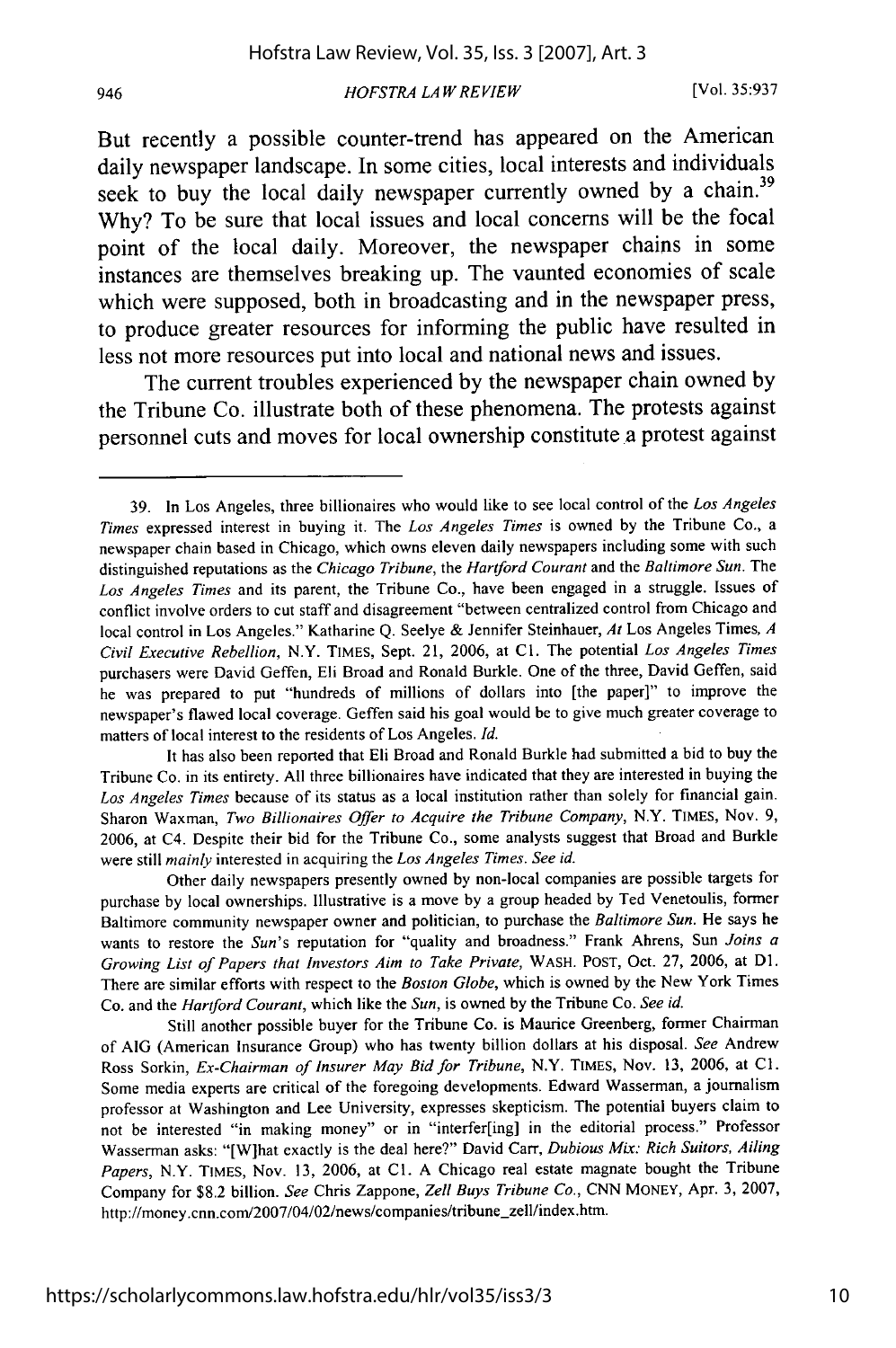But recently a possible counter-trend has appeared on the American daily newspaper landscape. In some cities, local interests and individuals seek to buy the local daily newspaper currently owned by a chain.[39] Why? To be sure that local issues and local concerns will be the focal point of the local daily. Moreover, the newspaper chains in some instances are themselves breaking up. The vaunted economies of scale which were supposed, both in broadcasting and in the newspaper press, to produce greater resources for informing the public have resulted in less not more resources put into local and national news and issues.

The current troubles experienced by the newspaper chain owned by the Tribune Co. illustrate both of these phenomena. The protests against personnel cuts and moves for local ownership constitute a protest against

---

39. In Los Angeles, three billionaires who would like to see local control of the *Los Angeles Times* expressed interest in buying it. The *Los Angeles Times* is owned by the Tribune Co., a newspaper chain based in Chicago, which owns eleven daily newspapers including some with such distinguished reputations as the *Chicago Tribune*, the *Hartford Courant* and the *Baltimore Sun*. The *Los Angeles Times* and its parent, the Tribune Co., have been engaged in a struggle. Issues of conflict involve orders to cut staff and disagreement "between centralized control from Chicago and local control in Los Angeles." Katharine Q. Seelye & Jennifer Steinhauer, *At* Los Angeles Times, *A Civil Executive Rebellion*, N.Y. TIMES, Sept. 21, 2006, at C1. The potential *Los Angeles Times* purchasers were David Geffen, Eli Broad and Ronald Burkle. One of the three, David Geffen, said he was prepared to put "hundreds of millions of dollars into [the paper]" to improve the newspaper's flawed local coverage. Geffen said his goal would be to give much greater coverage to matters of local interest to the residents of Los Angeles. *Id.*

It has also been reported that Eli Broad and Ronald Burkle had submitted a bid to buy the Tribune Co. in its entirety. All three billionaires have indicated that they are interested in buying the *Los Angeles Times* because of its status as a local institution rather than solely for financial gain. Sharon Waxman, *Two Billionaires Offer to Acquire the Tribune Company*, N.Y. TIMES, Nov. 9, 2006, at C4. Despite their bid for the Tribune Co., some analysts suggest that Broad and Burkle were still *mainly* interested in acquiring the *Los Angeles Times*. *See id.*

Other daily newspapers presently owned by non-local companies are possible targets for purchase by local ownerships. Illustrative is a move by a group headed by Ted Venetoulis, former Baltimore community newspaper owner and politician, to purchase the *Baltimore Sun*. He says he wants to restore the *Sun*'s reputation for "quality and broadness." Frank Ahrens, Sun *Joins a Growing List of Papers that Investors Aim to Take Private*, WASH. POST, Oct. 27, 2006, at D1. There are similar efforts with respect to the *Boston Globe*, which is owned by the New York Times Co. and the *Hartford Courant*, which like the *Sun*, is owned by the Tribune Co. *See id.*

Still another possible buyer for the Tribune Co. is Maurice Greenberg, former Chairman of AIG (American Insurance Group) who has twenty billion dollars at his disposal. *See* Andrew Ross Sorkin, *Ex-Chairman of Insurer May Bid for Tribune*, N.Y. TIMES, Nov. 13, 2006, at C1. Some media experts are critical of the foregoing developments. Edward Wasserman, a journalism professor at Washington and Lee University, expresses skepticism. The potential buyers claim to not be interested "in making money" or in "interfer[ing] in the editorial process." Professor Wasserman asks: "[W]hat exactly is the deal here?" David Carr, *Dubious Mix: Rich Suitors, Ailing Papers*, N.Y. TIMES, Nov. 13, 2006, at C1. A Chicago real estate magnate bought the Tribune Company for $8.2 billion. *See* Chris Zappone, *Zell Buys Tribune Co.*, CNN MONEY, Apr. 3, 2007, http://money.cnn.com/2007/04/02/news/companies/tribune_zell/index.htm.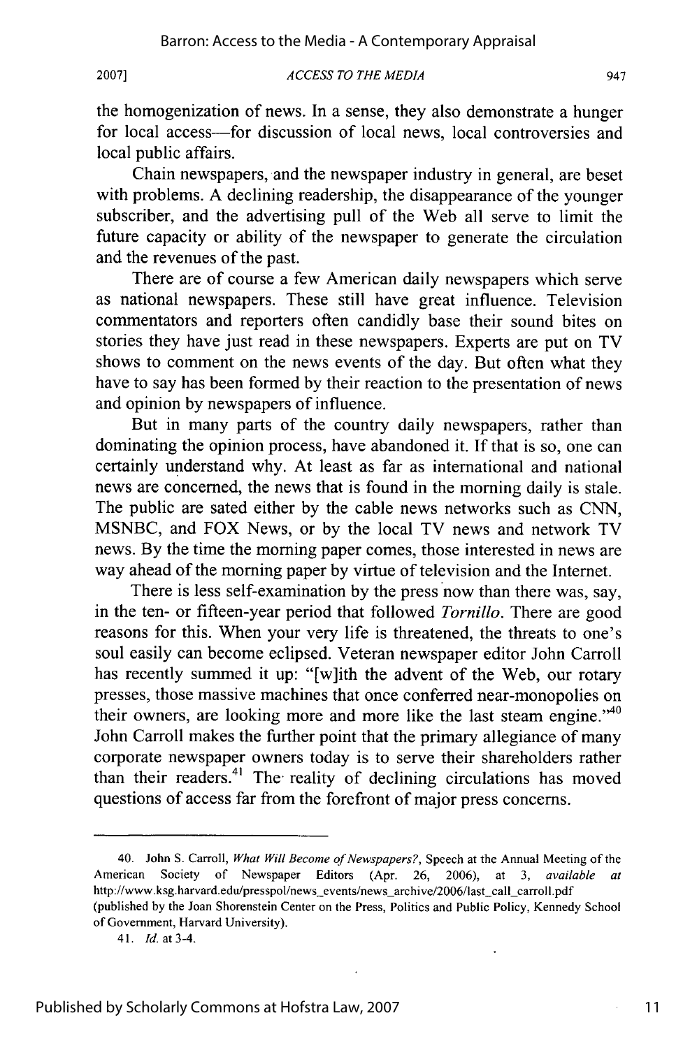the homogenization of news. In a sense, they also demonstrate a hunger for local access—for discussion of local news, local controversies and local public affairs.

Chain newspapers, and the newspaper industry in general, are beset with problems. A declining readership, the disappearance of the younger subscriber, and the advertising pull of the Web all serve to limit the future capacity or ability of the newspaper to generate the circulation and the revenues of the past.

There are of course a few American daily newspapers which serve as national newspapers. These still have great influence. Television commentators and reporters often candidly base their sound bites on stories they have just read in these newspapers. Experts are put on TV shows to comment on the news events of the day. But often what they have to say has been formed by their reaction to the presentation of news and opinion by newspapers of influence.

But in many parts of the country daily newspapers, rather than dominating the opinion process, have abandoned it. If that is so, one can certainly understand why. At least as far as international and national news are concerned, the news that is found in the morning daily is stale. The public are sated either by the cable news networks such as CNN, MSNBC, and FOX News, or by the local TV news and network TV news. By the time the morning paper comes, those interested in news are way ahead of the morning paper by virtue of television and the Internet.

There is less self-examination by the press now than there was, say, in the ten- or fifteen-year period that followed *Tornillo*. There are good reasons for this. When your very life is threatened, the threats to one's soul easily can become eclipsed. Veteran newspaper editor John Carroll has recently summed it up: "[w]ith the advent of the Web, our rotary presses, those massive machines that once conferred near-monopolies on their owners, are looking more and more like the last steam engine."[40] John Carroll makes the further point that the primary allegiance of many corporate newspaper owners today is to serve their shareholders rather than their readers.[41] The reality of declining circulations has moved questions of access far from the forefront of major press concerns.

---

40. John S. Carroll, *What Will Become of Newspapers?*, Speech at the Annual Meeting of the American Society of Newspaper Editors (Apr. 26, 2006), at 3, *available at* http://www.ksg.harvard.edu/presspol/news_events/news_archive/2006/last_call_carroll.pdf (published by the Joan Shorenstein Center on the Press, Politics and Public Policy, Kennedy School of Government, Harvard University).

41. *Id.* at 3-4.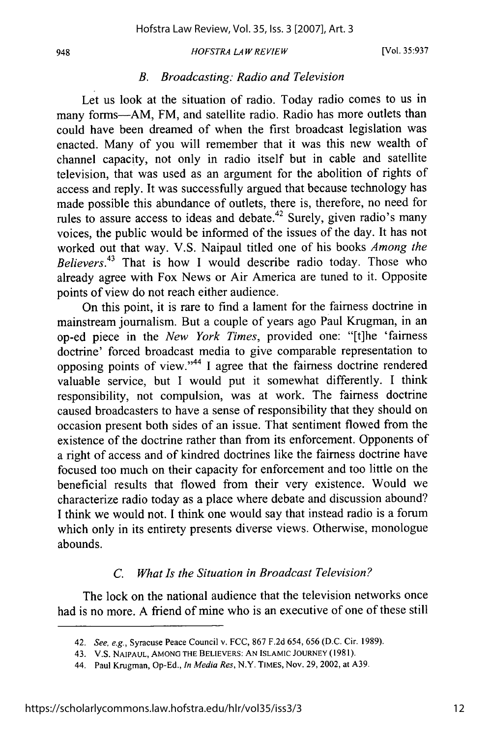### *B. Broadcasting: Radio and Television*

Let us look at the situation of radio. Today radio comes to us in many forms—AM, FM, and satellite radio. Radio has more outlets than could have been dreamed of when the first broadcast legislation was enacted. Many of you will remember that it was this new wealth of channel capacity, not only in radio itself but in cable and satellite television, that was used as an argument for the abolition of rights of access and reply. It was successfully argued that because technology has made possible this abundance of outlets, there is, therefore, no need for rules to assure access to ideas and debate.[42] Surely, given radio's many voices, the public would be informed of the issues of the day. It has not worked out that way. V.S. Naipaul titled one of his books *Among the Believers*.[43] That is how I would describe radio today. Those who already agree with Fox News or Air America are tuned to it. Opposite points of view do not reach either audience.

On this point, it is rare to find a lament for the fairness doctrine in mainstream journalism. But a couple of years ago Paul Krugman, in an op-ed piece in the *New York Times*, provided one: "[t]he 'fairness doctrine' forced broadcast media to give comparable representation to opposing points of view."[44] I agree that the fairness doctrine rendered valuable service, but I would put it somewhat differently. I think responsibility, not compulsion, was at work. The fairness doctrine caused broadcasters to have a sense of responsibility that they should on occasion present both sides of an issue. That sentiment flowed from the existence of the doctrine rather than from its enforcement. Opponents of a right of access and of kindred doctrines like the fairness doctrine have focused too much on their capacity for enforcement and too little on the beneficial results that flowed from their very existence. Would we characterize radio today as a place where debate and discussion abound? I think we would not. I think one would say that instead radio is a forum which only in its entirety presents diverse views. Otherwise, monologue abounds.

### *C. What Is the Situation in Broadcast Television?*

The lock on the national audience that the television networks once had is no more. A friend of mine who is an executive of one of these still

---

42. *See, e.g.*, Syracuse Peace Council v. FCC, 867 F.2d 654, 656 (D.C. Cir. 1989).

43. V.S. NAIPAUL, AMONG THE BELIEVERS: AN ISLAMIC JOURNEY (1981).

44. Paul Krugman, Op-Ed., *In Media Res*, N.Y. TIMES, Nov. 29, 2002, at A39.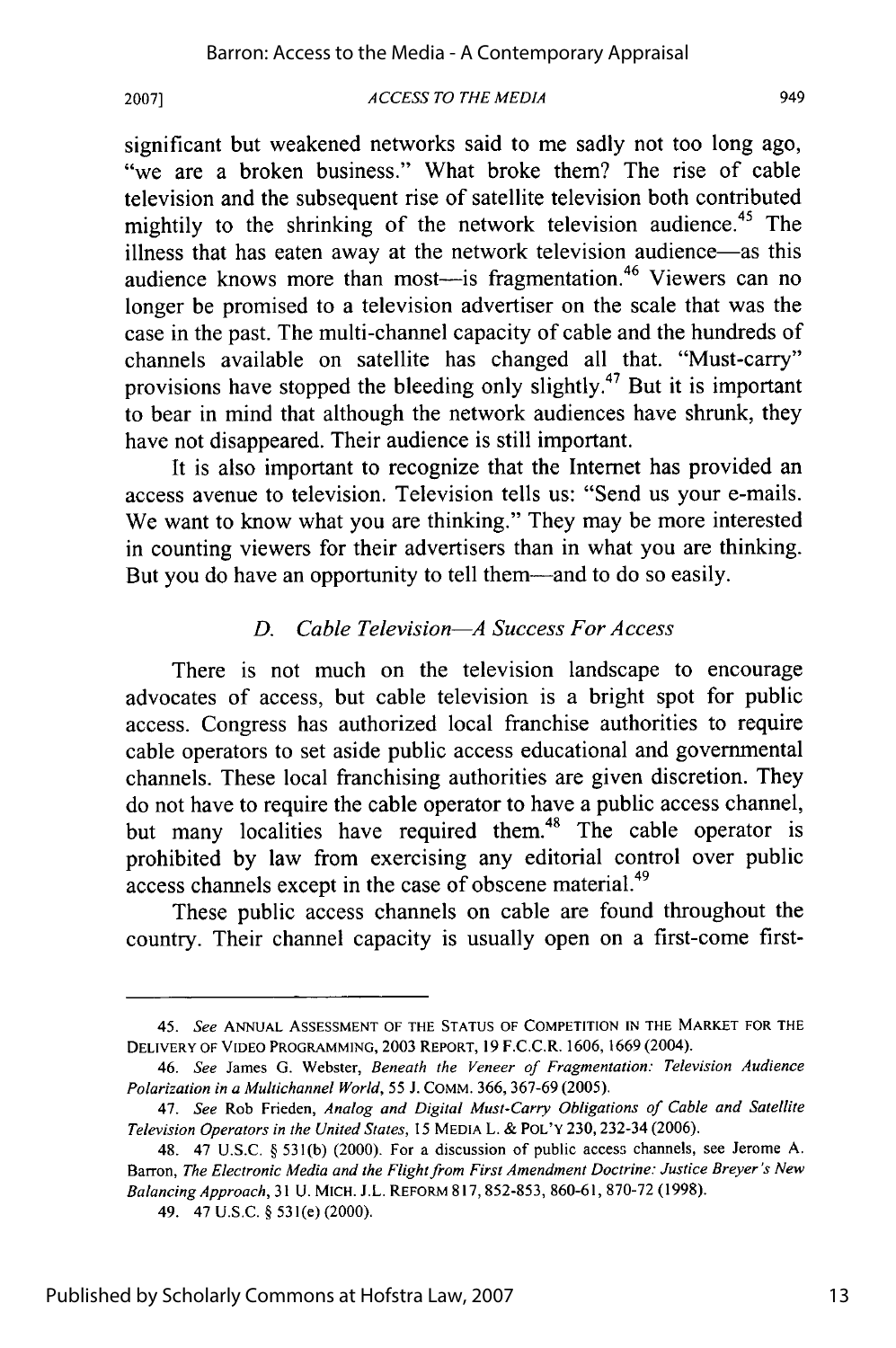significant but weakened networks said to me sadly not too long ago, "we are a broken business." What broke them? The rise of cable television and the subsequent rise of satellite television both contributed mightily to the shrinking of the network television audience.[45] The illness that has eaten away at the network television audience—as this audience knows more than most—is fragmentation.[46] Viewers can no longer be promised to a television advertiser on the scale that was the case in the past. The multi-channel capacity of cable and the hundreds of channels available on satellite has changed all that. "Must-carry" provisions have stopped the bleeding only slightly.[47] But it is important to bear in mind that although the network audiences have shrunk, they have not disappeared. Their audience is still important.

It is also important to recognize that the Internet has provided an access avenue to television. Television tells us: "Send us your e-mails. We want to know what you are thinking." They may be more interested in counting viewers for their advertisers than in what you are thinking. But you do have an opportunity to tell them—and to do so easily.

### *D. Cable Television—A Success For Access*

There is not much on the television landscape to encourage advocates of access, but cable television is a bright spot for public access. Congress has authorized local franchise authorities to require cable operators to set aside public access educational and governmental channels. These local franchising authorities are given discretion. They do not have to require the cable operator to have a public access channel, but many localities have required them.[48] The cable operator is prohibited by law from exercising any editorial control over public access channels except in the case of obscene material.[49]

These public access channels on cable are found throughout the country. Their channel capacity is usually open on a first-come first-

---

45. *See* ANNUAL ASSESSMENT OF THE STATUS OF COMPETITION IN THE MARKET FOR THE DELIVERY OF VIDEO PROGRAMMING, 2003 REPORT, 19 F.C.C.R. 1606, 1669 (2004).

46. *See* James G. Webster, *Beneath the Veneer of Fragmentation: Television Audience Polarization in a Multichannel World*, 55 J. COMM. 366, 367-69 (2005).

47. *See* Rob Frieden, *Analog and Digital Must-Carry Obligations of Cable and Satellite Television Operators in the United States*, 15 MEDIA L. & POL'Y 230, 232-34 (2006).

48. 47 U.S.C. § 531(b) (2000). For a discussion of public access channels, see Jerome A. Barron, *The Electronic Media and the Flight from First Amendment Doctrine: Justice Breyer's New Balancing Approach*, 31 U. MICH. J.L. REFORM 817, 852-853, 860-61, 870-72 (1998).

49. 47 U.S.C. § 531(e) (2000).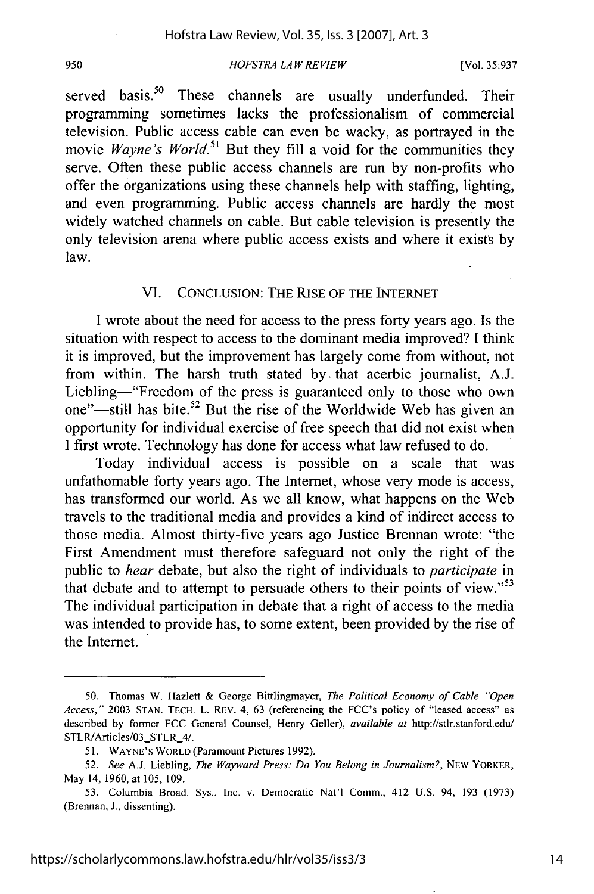served basis.[50] These channels are usually underfunded. Their programming sometimes lacks the professionalism of commercial television. Public access cable can even be wacky, as portrayed in the movie *Wayne's World*.[51] But they fill a void for the communities they serve. Often these public access channels are run by non-profits who offer the organizations using these channels help with staffing, lighting, and even programming. Public access channels are hardly the most widely watched channels on cable. But cable television is presently the only television arena where public access exists and where it exists by law.

## VI. CONCLUSION: THE RISE OF THE INTERNET

I wrote about the need for access to the press forty years ago. Is the situation with respect to access to the dominant media improved? I think it is improved, but the improvement has largely come from without, not from within. The harsh truth stated by that acerbic journalist, A.J. Liebling—"Freedom of the press is guaranteed only to those who own one"—still has bite.[52] But the rise of the Worldwide Web has given an opportunity for individual exercise of free speech that did not exist when I first wrote. Technology has done for access what law refused to do.

Today individual access is possible on a scale that was unfathomable forty years ago. The Internet, whose very mode is access, has transformed our world. As we all know, what happens on the Web travels to the traditional media and provides a kind of indirect access to those media. Almost thirty-five years ago Justice Brennan wrote: "the First Amendment must therefore safeguard not only the right of the public to *hear* debate, but also the right of individuals to *participate* in that debate and to attempt to persuade others to their points of view."[53] The individual participation in debate that a right of access to the media was intended to provide has, to some extent, been provided by the rise of the Internet.

---

50. Thomas W. Hazlett & George Bittlingmayer, *The Political Economy of Cable "Open Access,"* 2003 STAN. TECH. L. REV. 4, 63 (referencing the FCC's policy of "leased access" as described by former FCC General Counsel, Henry Geller), *available at* http://stlr.stanford.edu/STLR/Articles/03_STLR_4/.

51. WAYNE'S WORLD (Paramount Pictures 1992).

52. *See* A.J. Liebling, *The Wayward Press: Do You Belong in Journalism?*, NEW YORKER, May 14, 1960, at 105, 109.

53. Columbia Broad. Sys., Inc. v. Democratic Nat'l Comm., 412 U.S. 94, 193 (1973) (Brennan, J., dissenting).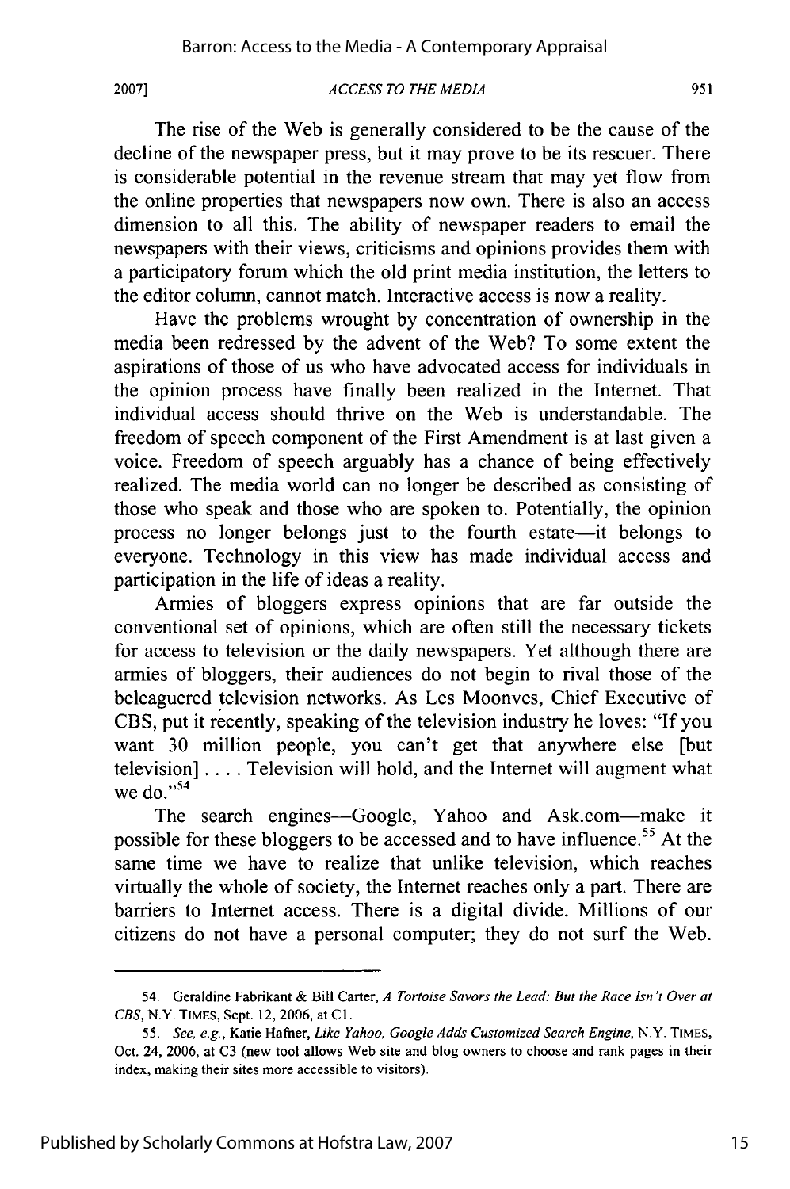The rise of the Web is generally considered to be the cause of the decline of the newspaper press, but it may prove to be its rescuer. There is considerable potential in the revenue stream that may yet flow from the online properties that newspapers now own. There is also an access dimension to all this. The ability of newspaper readers to email the newspapers with their views, criticisms and opinions provides them with a participatory forum which the old print media institution, the letters to the editor column, cannot match. Interactive access is now a reality.

Have the problems wrought by concentration of ownership in the media been redressed by the advent of the Web? To some extent the aspirations of those of us who have advocated access for individuals in the opinion process have finally been realized in the Internet. That individual access should thrive on the Web is understandable. The freedom of speech component of the First Amendment is at last given a voice. Freedom of speech arguably has a chance of being effectively realized. The media world can no longer be described as consisting of those who speak and those who are spoken to. Potentially, the opinion process no longer belongs just to the fourth estate—it belongs to everyone. Technology in this view has made individual access and participation in the life of ideas a reality.

Armies of bloggers express opinions that are far outside the conventional set of opinions, which are often still the necessary tickets for access to television or the daily newspapers. Yet although there are armies of bloggers, their audiences do not begin to rival those of the beleaguered television networks. As Les Moonves, Chief Executive of CBS, put it recently, speaking of the television industry he loves: "If you want 30 million people, you can't get that anywhere else [but television] . . . . Television will hold, and the Internet will augment what we do."[54]

The search engines—Google, Yahoo and Ask.com—make it possible for these bloggers to be accessed and to have influence.[55] At the same time we have to realize that unlike television, which reaches virtually the whole of society, the Internet reaches only a part. There are barriers to Internet access. There is a digital divide. Millions of our citizens do not have a personal computer; they do not surf the Web.

---

54. Geraldine Fabrikant & Bill Carter, *A Tortoise Savors the Lead: But the Race Isn't Over at CBS*, N.Y. TIMES, Sept. 12, 2006, at C1.

55. *See, e.g.*, Katie Hafner, *Like Yahoo, Google Adds Customized Search Engine*, N.Y. TIMES, Oct. 24, 2006, at C3 (new tool allows Web site and blog owners to choose and rank pages in their index, making their sites more accessible to visitors).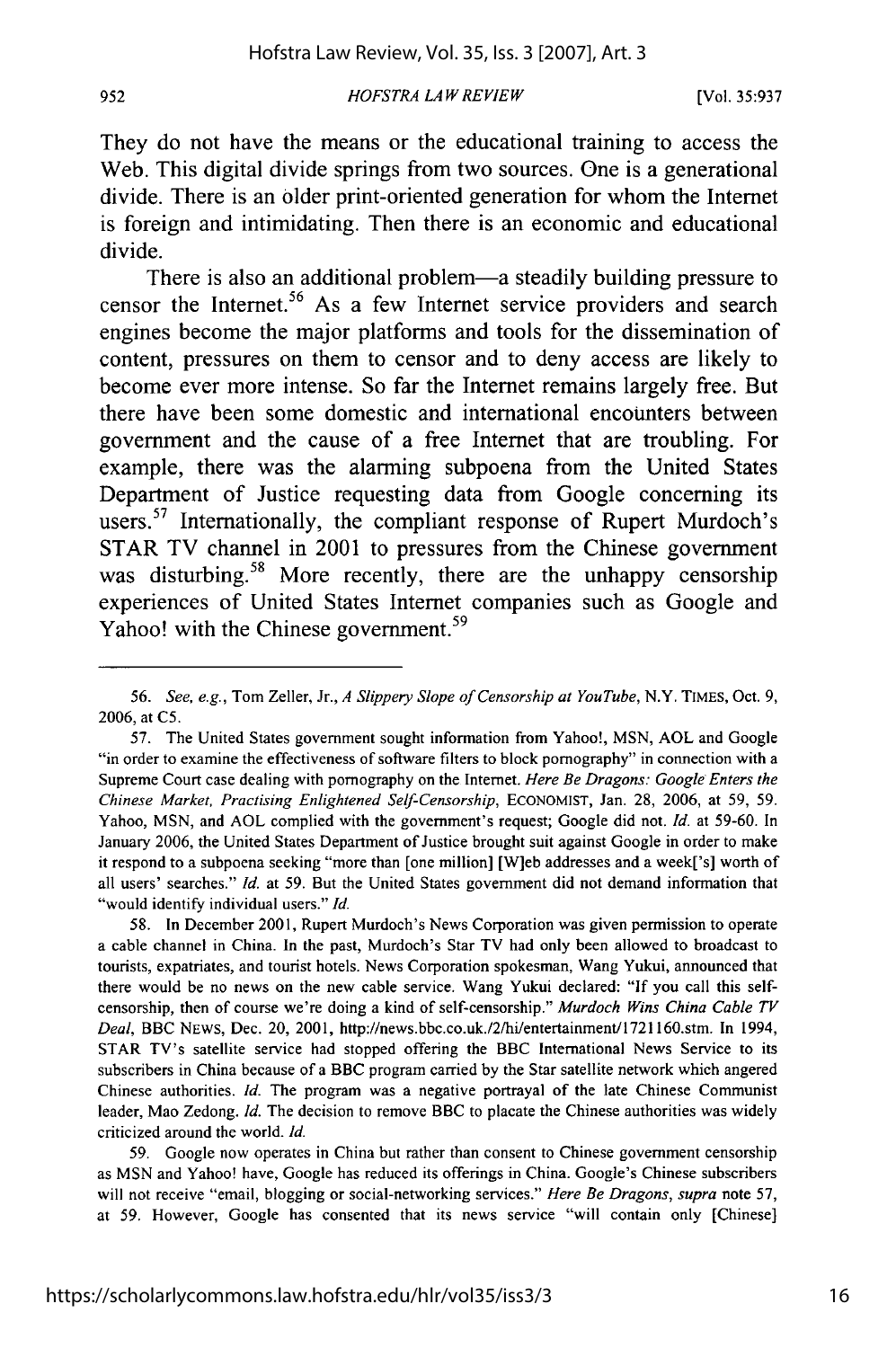They do not have the means or the educational training to access the Web. This digital divide springs from two sources. One is a generational divide. There is an older print-oriented generation for whom the Internet is foreign and intimidating. Then there is an economic and educational divide.

There is also an additional problem—a steadily building pressure to censor the Internet.[56] As a few Internet service providers and search engines become the major platforms and tools for the dissemination of content, pressures on them to censor and to deny access are likely to become ever more intense. So far the Internet remains largely free. But there have been some domestic and international encounters between government and the cause of a free Internet that are troubling. For example, there was the alarming subpoena from the United States Department of Justice requesting data from Google concerning its users.[57] Internationally, the compliant response of Rupert Murdoch's STAR TV channel in 2001 to pressures from the Chinese government was disturbing.[58] More recently, there are the unhappy censorship experiences of United States Internet companies such as Google and Yahoo! with the Chinese government.[59]

---

56. *See, e.g.*, Tom Zeller, Jr., *A Slippery Slope of Censorship at YouTube*, N.Y. TIMES, Oct. 9, 2006, at C5.

57. The United States government sought information from Yahoo!, MSN, AOL and Google "in order to examine the effectiveness of software filters to block pornography" in connection with a Supreme Court case dealing with pornography on the Internet. *Here Be Dragons: Google Enters the Chinese Market, Practising Enlightened Self-Censorship*, ECONOMIST, Jan. 28, 2006, at 59, 59. Yahoo, MSN, and AOL complied with the government's request; Google did not. *Id.* at 59-60. In January 2006, the United States Department of Justice brought suit against Google in order to make it respond to a subpoena seeking "more than [one million] [W]eb addresses and a week['s] worth of all users' searches." *Id.* at 59. But the United States government did not demand information that "would identify individual users." *Id.*

58. In December 2001, Rupert Murdoch's News Corporation was given permission to operate a cable channel in China. In the past, Murdoch's Star TV had only been allowed to broadcast to tourists, expatriates, and tourist hotels. News Corporation spokesman, Wang Yukui, announced that there would be no news on the new cable service. Wang Yukui declared: "If you call this self-censorship, then of course we're doing a kind of self-censorship." *Murdoch Wins China Cable TV Deal*, BBC NEWS, Dec. 20, 2001, http://news.bbc.co.uk./2/hi/entertainment/1721160.stm. In 1994, STAR TV's satellite service had stopped offering the BBC International News Service to its subscribers in China because of a BBC program carried by the Star satellite network which angered Chinese authorities. *Id.* The program was a negative portrayal of the late Chinese Communist leader, Mao Zedong. *Id.* The decision to remove BBC to placate the Chinese authorities was widely criticized around the world. *Id.*

59. Google now operates in China but rather than consent to Chinese government censorship as MSN and Yahoo! have, Google has reduced its offerings in China. Google's Chinese subscribers will not receive "email, blogging or social-networking services." *Here Be Dragons*, *supra* note 57, at 59. However, Google has consented that its news service "will contain only [Chinese]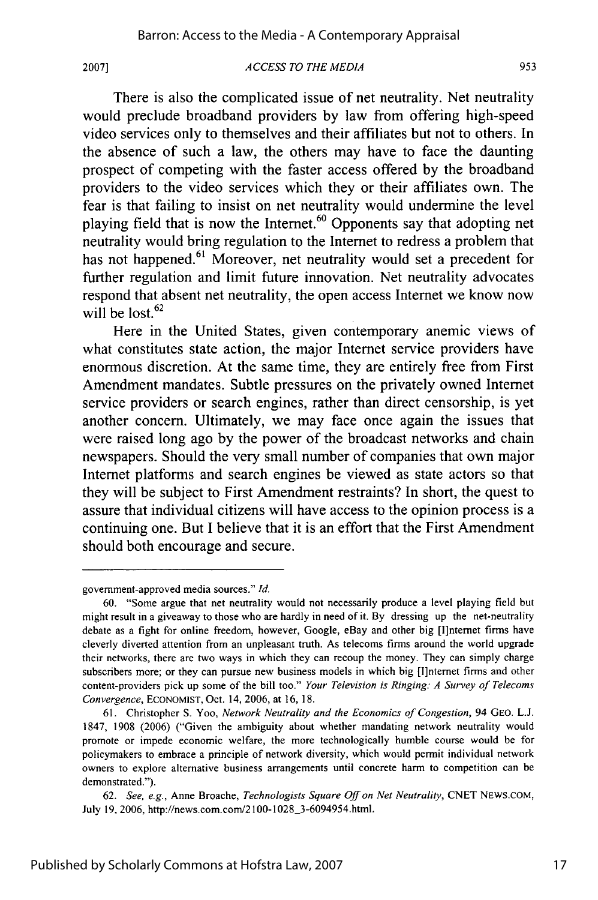There is also the complicated issue of net neutrality. Net neutrality would preclude broadband providers by law from offering high-speed video services only to themselves and their affiliates but not to others. In the absence of such a law, the others may have to face the daunting prospect of competing with the faster access offered by the broadband providers to the video services which they or their affiliates own. The fear is that failing to insist on net neutrality would undermine the level playing field that is now the Internet.[60] Opponents say that adopting net neutrality would bring regulation to the Internet to redress a problem that has not happened.[61] Moreover, net neutrality would set a precedent for further regulation and limit future innovation. Net neutrality advocates respond that absent net neutrality, the open access Internet we know now will be lost.[62]

Here in the United States, given contemporary anemic views of what constitutes state action, the major Internet service providers have enormous discretion. At the same time, they are entirely free from First Amendment mandates. Subtle pressures on the privately owned Internet service providers or search engines, rather than direct censorship, is yet another concern. Ultimately, we may face once again the issues that were raised long ago by the power of the broadcast networks and chain newspapers. Should the very small number of companies that own major Internet platforms and search engines be viewed as state actors so that they will be subject to First Amendment restraints? In short, the quest to assure that individual citizens will have access to the opinion process is a continuing one. But I believe that it is an effort that the First Amendment should both encourage and secure.

---

government-approved media sources." *Id.*

60. "Some argue that net neutrality would not necessarily produce a level playing field but might result in a giveaway to those who are hardly in need of it. By dressing up the net-neutrality debate as a fight for online freedom, however, Google, eBay and other big [I]nternet firms have cleverly diverted attention from an unpleasant truth. As telecoms firms around the world upgrade their networks, there are two ways in which they can recoup the money. They can simply charge subscribers more; or they can pursue new business models in which big [I]nternet firms and other content-providers pick up some of the bill too." *Your Television is Ringing: A Survey of Telecoms Convergence*, ECONOMIST, Oct. 14, 2006, at 16, 18.

61. Christopher S. Yoo, *Network Neutrality and the Economics of Congestion*, 94 GEO. L.J. 1847, 1908 (2006) ("Given the ambiguity about whether mandating network neutrality would promote or impede economic welfare, the more technologically humble course would be for policymakers to embrace a principle of network diversity, which would permit individual network owners to explore alternative business arrangements until concrete harm to competition can be demonstrated.").

62. *See, e.g.*, Anne Broache, *Technologists Square Off on Net Neutrality*, CNET NEWS.COM, July 19, 2006, http://news.com.com/2100-1028_3-6094954.html.